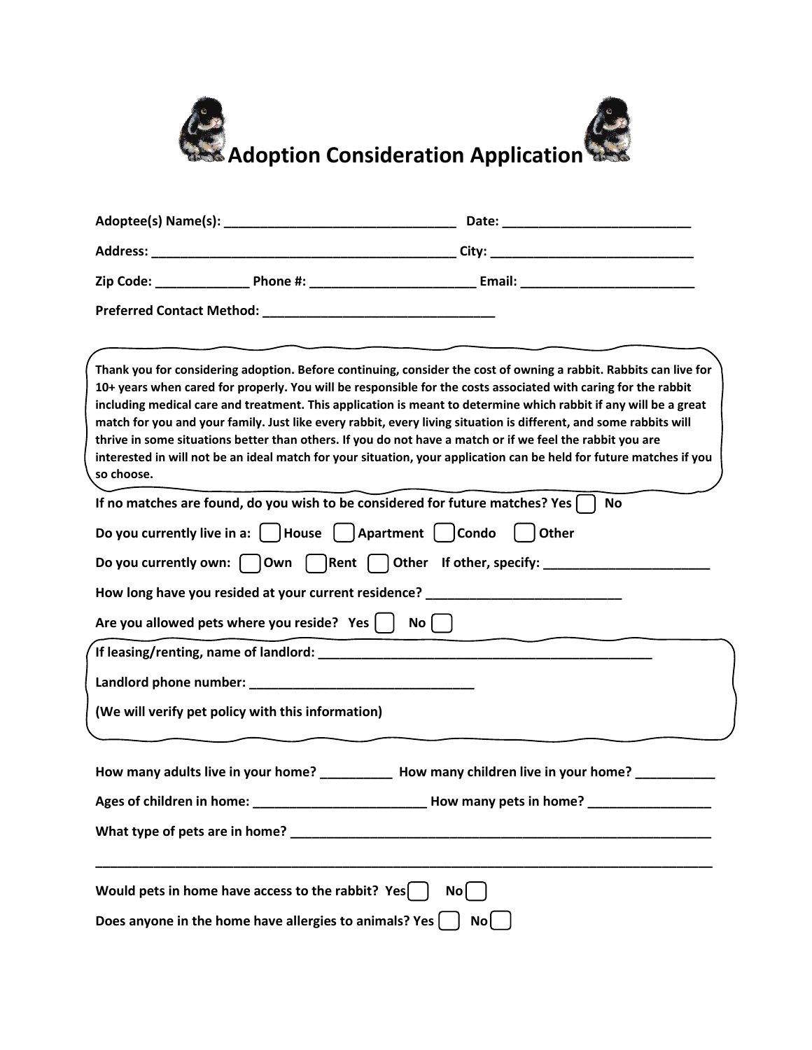# Adoption Consideration Application

**Adoptee(s) Name(s):** _______________________________ **Date:** _________________________

**Address:** __________________________________________ **City:** ___________________________

**Zip Code:** _____________ **Phone #:** ______________________ **Email:** ________________________

**Preferred Contact Method:** _______________________________

**Thank you for considering adoption. Before continuing, consider the cost of owning a rabbit. Rabbits can live for 10+ years when cared for properly. You will be responsible for the costs associated with caring for the rabbit including medical care and treatment. This application is meant to determine which rabbit if any will be a great match for you and your family. Just like every rabbit, every living situation is different, and some rabbits will thrive in some situations better than others. If you do not have a match or if we feel the rabbit you are interested in will not be an ideal match for your situation, your application can be held for future matches if you so choose.**

**If no matches are found, do you wish to be considered for future matches?** Yes ☐ No ☐

**Do you currently live in a:** ☐ House ☐ Apartment ☐ Condo ☐ Other

**Do you currently own:** ☐ Own ☐ Rent ☐ Other **If other, specify:** ______________________

**How long have you resided at your current residence?** __________________________

**Are you allowed pets where you reside?** Yes ☐ No ☐

**If leasing/renting, name of landlord:** ______________________________________________

**Landlord phone number:** ______________________________

**(We will verify pet policy with this information)**

**How many adults live in your home?** __________ **How many children live in your home?** ___________

**Ages of children in home:** _______________________ **How many pets in home?** ________________

**What type of pets are in home?** _________________________________________________________

_____________________________________________________________________________________

**Would pets in home have access to the rabbit?** Yes ☐ No ☐

**Does anyone in the home have allergies to animals?** Yes ☐ No ☐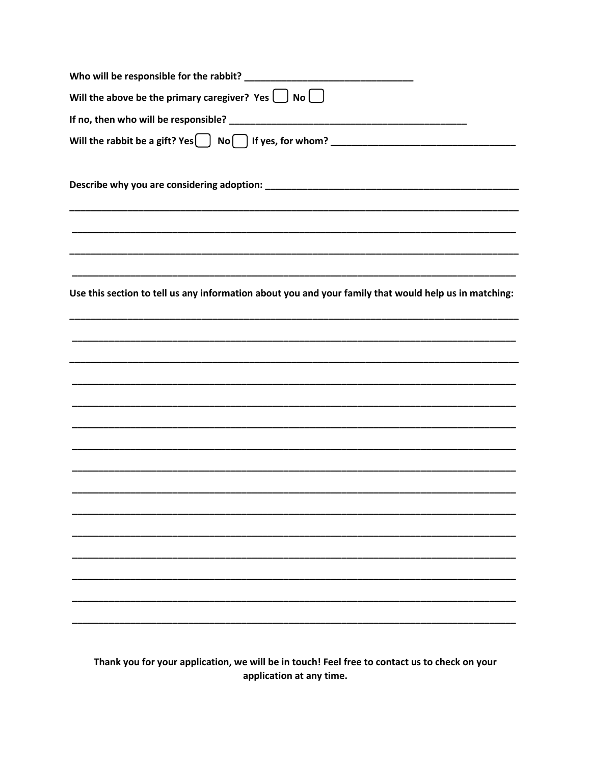**Who will be responsible for the rabbit?** ________________________________

**Will the above be the primary caregiver? Yes** ☐ **No** ☐

**If no, then who will be responsible?** ______________________________________________

**Will the rabbit be a gift? Yes** ☐ **No** ☐ **If yes, for whom?** ___________________________________

**Describe why you are considering adoption:** _________________________________________________

_____________________________________________________________________________________

_____________________________________________________________________________________

_____________________________________________________________________________________

_____________________________________________________________________________________

**Use this section to tell us any information about you and your family that would help us in matching:**

_____________________________________________________________________________________

_____________________________________________________________________________________

_____________________________________________________________________________________

_____________________________________________________________________________________

_____________________________________________________________________________________

_____________________________________________________________________________________

_____________________________________________________________________________________

_____________________________________________________________________________________

_____________________________________________________________________________________

_____________________________________________________________________________________

_____________________________________________________________________________________

_____________________________________________________________________________________

_____________________________________________________________________________________

_____________________________________________________________________________________

_____________________________________________________________________________________

**Thank you for your application, we will be in touch! Feel free to contact us to check on your application at any time.**